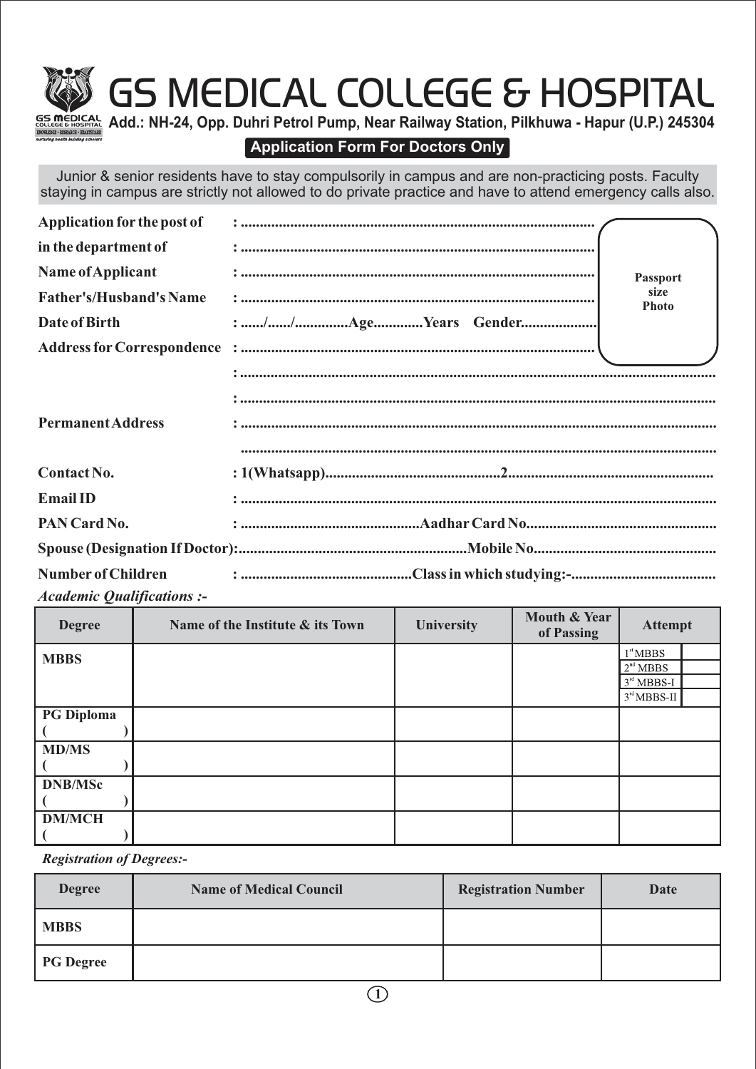# GS MEDICAL COLLEGE & HOSPITAL

**Add.: NH-24, Opp. Duhri Petrol Pump, Near Railway Station, Pilkhuwa - Hapur (U.P.) 245304**

## Application Form For Doctors Only

Junior & senior residents have to stay compulsorily in campus and are non-practicing posts. Faculty staying in campus are strictly not allowed to do private practice and have to attend emergency calls also.

**Application for the post of** : ...........................................................................................

**in the department of** : ...........................................................................................

**Name of Applicant** : ...........................................................................................

**Father's/Husband's Name** : ...........................................................................................

**Date of Birth** : ....../....../..............Age............Years Gender...................

**Address for Correspondence** : ...........................................................................................

: .........................................................................................................................

: .........................................................................................................................

**Permanent Address** : .........................................................................................................................

.........................................................................................................................

**Contact No.** : 1(Whatsapp)..............................................2....................................................

**Email ID** : .........................................................................................................................

**PAN Card No.** : ..............................................Aadhar Card No.................................................

**Spouse (Designation If Doctor):**..........................................................Mobile No...............................................

**Number of Children** : ............................................Class in which studying:-......................................

Passport size Photo

*Academic Qualifications :-*

| Degree | Name of the Institute & its Town | University | Mouth & Year of Passing | Attempt | |
|---|---|---|---|---|---|
| MBBS | | | | 1st MBBS | |
| | | | | 2nd MBBS | |
| | | | | 3rd MBBS-I | |
| | | | | 3rd MBBS-II | |
| PG Diploma ( ) | | | | | |
| MD/MS ( ) | | | | | |
| DNB/MSc ( ) | | | | | |
| DM/MCH ( ) | | | | | |

*Registration of Degrees:-*

| Degree | Name of Medical Council | Registration Number | Date |
|---|---|---|---|
| MBBS | | | |
| PG Degree | | | |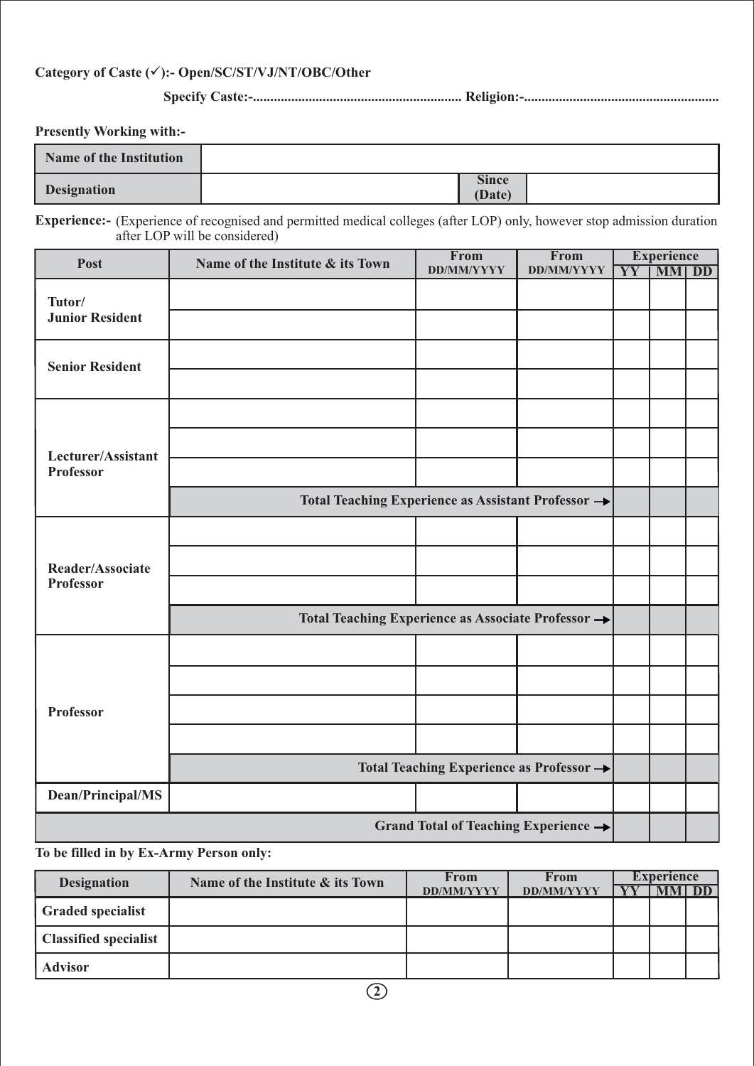**Category of Caste (✓):- Open/SC/ST/VJ/NT/OBC/Other**

**Specify Caste:-........................................................... Religion:-.......................................................**

**Presently Working with:-**

| Name of the Institution | | | |
|---|---|---|---|
| **Designation** | | **Since (Date)** | |

**Experience:-** (Experience of recognised and permitted medical colleges (after LOP) only, however stop admission duration after LOP will be considered)

| Post | Name of the Institute & its Town | From DD/MM/YYYY | From DD/MM/YYYY | Experience | | |
|---|---|---|---|---|---|---|
| | | | | YY | MM | DD |
| **Tutor/ Junior Resident** | | | | | | |
| | | | | | | |
| **Senior Resident** | | | | | | |
| | | | | | | |
| **Lecturer/Assistant Professor** | | | | | | |
| | | | | | | |
| | | | | | | |
| | **Total Teaching Experience as Assistant Professor →** | | | | | |
| **Reader/Associate Professor** | | | | | | |
| | | | | | | |
| | | | | | | |
| | **Total Teaching Experience as Associate Professor →** | | | | | |
| **Professor** | | | | | | |
| | | | | | | |
| | | | | | | |
| | | | | | | |
| | **Total Teaching Experience as Professor →** | | | | | |
| **Dean/Principal/MS** | | | | | | |
| **Grand Total of Teaching Experience →** | | | | | | |

**To be filled in by Ex-Army Person only:**

| Designation | Name of the Institute & its Town | From DD/MM/YYYY | From DD/MM/YYYY | Experience | | |
|---|---|---|---|---|---|---|
| | | | | YY | MM | DD |
| **Graded specialist** | | | | | | |
| **Classified specialist** | | | | | | |
| **Advisor** | | | | | | |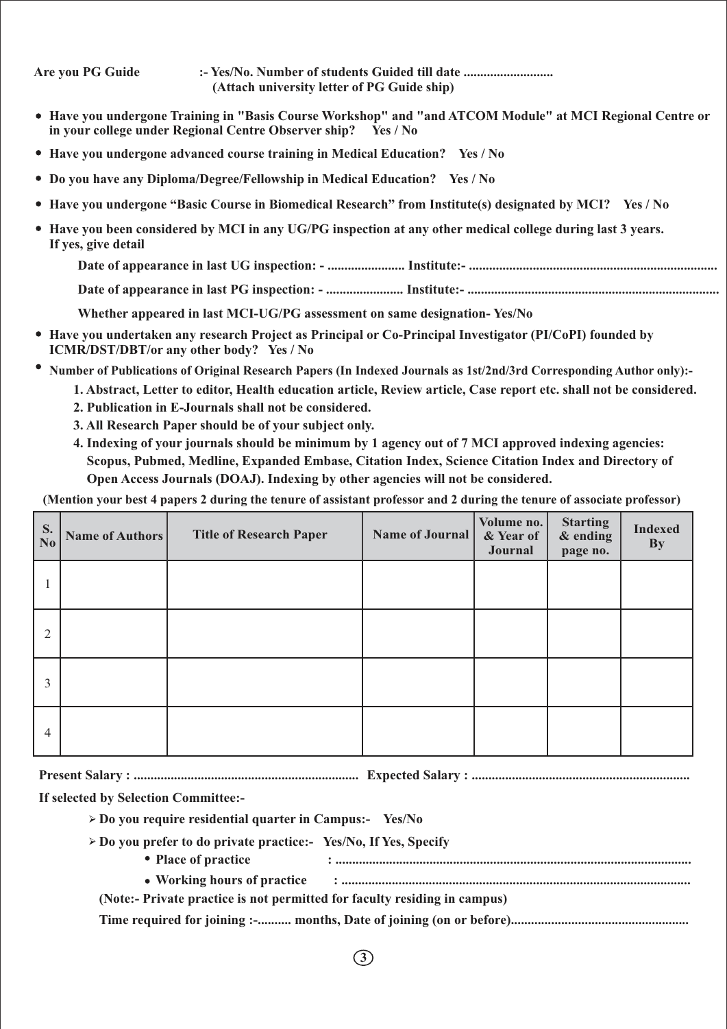**Are you PG Guide :- Yes/No. Number of students Guided till date ..........................**
**(Attach university letter of PG Guide ship)**

- **Have you undergone Training in "Basis Course Workshop" and "and ATCOM Module" at MCI Regional Centre or in your college under Regional Centre Observer ship? Yes / No**
- **Have you undergone advanced course training in Medical Education? Yes / No**
- **Do you have any Diploma/Degree/Fellowship in Medical Education? Yes / No**
- **Have you undergone "Basic Course in Biomedical Research" from Institute(s) designated by MCI? Yes / No**
- **Have you been considered by MCI in any UG/PG inspection at any other medical college during last 3 years. If yes, give detail**

  **Date of appearance in last UG inspection: - ...................... Institute:- .........................................................................**

  **Date of appearance in last PG inspection: - ...................... Institute:- .........................................................................**

  **Whether appeared in last MCI-UG/PG assessment on same designation- Yes/No**
- **Have you undertaken any research Project as Principal or Co-Principal Investigator (PI/CoPI) founded by ICMR/DST/DBT/or any other body? Yes / No**
- **Number of Publications of Original Research Papers (In Indexed Journals as 1st/2nd/3rd Corresponding Author only):-**
  1. **Abstract, Letter to editor, Health education article, Review article, Case report etc. shall not be considered.**
  2. **Publication in E-Journals shall not be considered.**
  3. **All Research Paper should be of your subject only.**
  4. **Indexing of your journals should be minimum by 1 agency out of 7 MCI approved indexing agencies: Scopus, Pubmed, Medline, Expanded Embase, Citation Index, Science Citation Index and Directory of Open Access Journals (DOAJ). Indexing by other agencies will not be considered.**

**(Mention your best 4 papers 2 during the tenure of assistant professor and 2 during the tenure of associate professor)**

| S. No | Name of Authors | Title of Research Paper | Name of Journal | Volume no. & Year of Journal | Starting & ending page no. | Indexed By |
|---|---|---|---|---|---|---|
| 1 | | | | | | |
| 2 | | | | | | |
| 3 | | | | | | |
| 4 | | | | | | |

**Present Salary : .................................................................. Expected Salary : ................................................................**

**If selected by Selection Committee:-**

- **Do you require residential quarter in Campus:- Yes/No**
- **Do you prefer to do private practice:- Yes/No, If Yes, Specify**
  - **Place of practice : ........................................................................................................**
  - **Working hours of practice : ......................................................................................................**

**(Note:- Private practice is not permitted for faculty residing in campus)**

**Time required for joining :-.......... months, Date of joining (on or before)....................................................**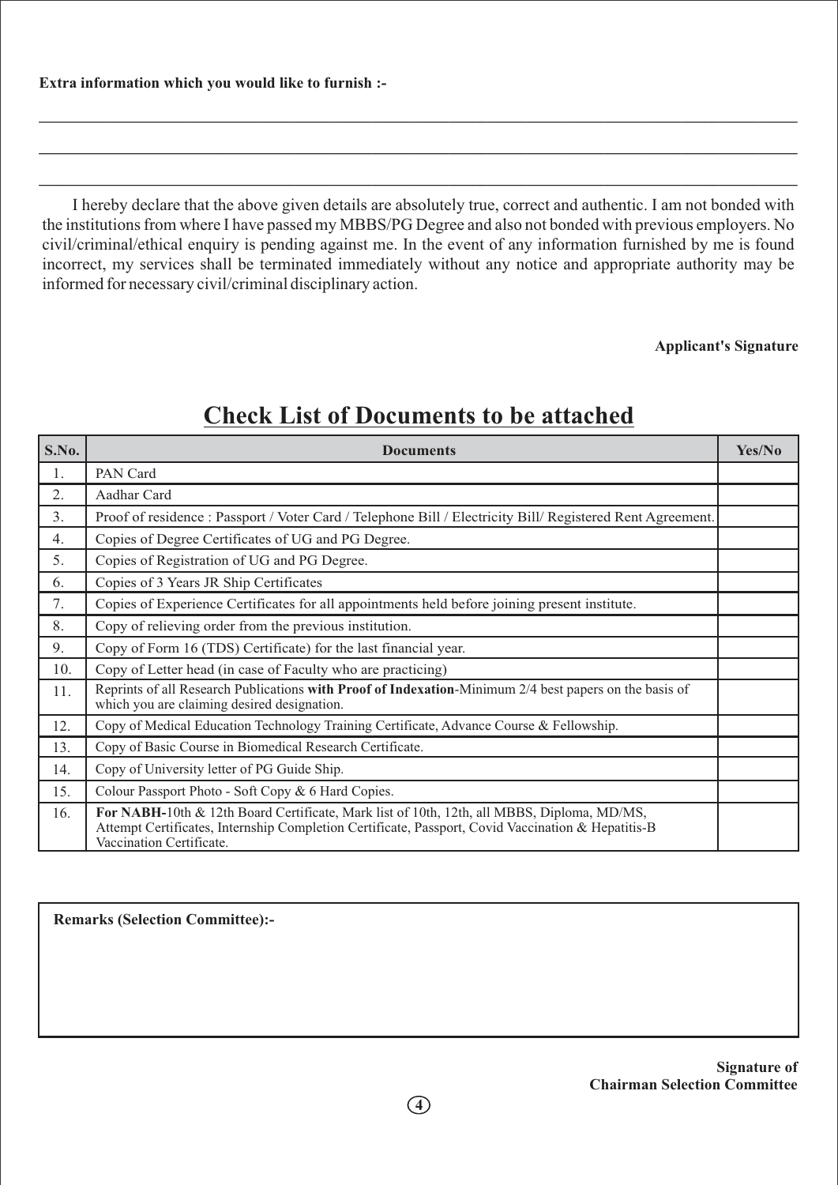**Extra information which you would like to furnish :-**

I hereby declare that the above given details are absolutely true, correct and authentic. I am not bonded with the institutions from where I have passed my MBBS/PG Degree and also not bonded with previous employers. No civil/criminal/ethical enquiry is pending against me. In the event of any information furnished by me is found incorrect, my services shall be terminated immediately without any notice and appropriate authority may be informed for necessary civil/criminal disciplinary action.

**Applicant's Signature**

## Check List of Documents to be attached

| S.No. | Documents | Yes/No |
|---|---|---|
| 1. | PAN Card | |
| 2. | Aadhar Card | |
| 3. | Proof of residence : Passport / Voter Card / Telephone Bill / Electricity Bill/ Registered Rent Agreement. | |
| 4. | Copies of Degree Certificates of UG and PG Degree. | |
| 5. | Copies of Registration of UG and PG Degree. | |
| 6. | Copies of 3 Years JR Ship Certificates | |
| 7. | Copies of Experience Certificates for all appointments held before joining present institute. | |
| 8. | Copy of relieving order from the previous institution. | |
| 9. | Copy of Form 16 (TDS) Certificate) for the last financial year. | |
| 10. | Copy of Letter head (in case of Faculty who are practicing) | |
| 11. | Reprints of all Research Publications **with Proof of Indexation**-Minimum 2/4 best papers on the basis of which you are claiming desired designation. | |
| 12. | Copy of Medical Education Technology Training Certificate, Advance Course & Fellowship. | |
| 13. | Copy of Basic Course in Biomedical Research Certificate. | |
| 14. | Copy of University letter of PG Guide Ship. | |
| 15. | Colour Passport Photo - Soft Copy & 6 Hard Copies. | |
| 16. | **For NABH-**10th & 12th Board Certificate, Mark list of 10th, 12th, all MBBS, Diploma, MD/MS, Attempt Certificates, Internship Completion Certificate, Passport, Covid Vaccination & Hepatitis-B Vaccination Certificate. | |

**Remarks (Selection Committee):-**

**Signature of**
**Chairman Selection Committee**